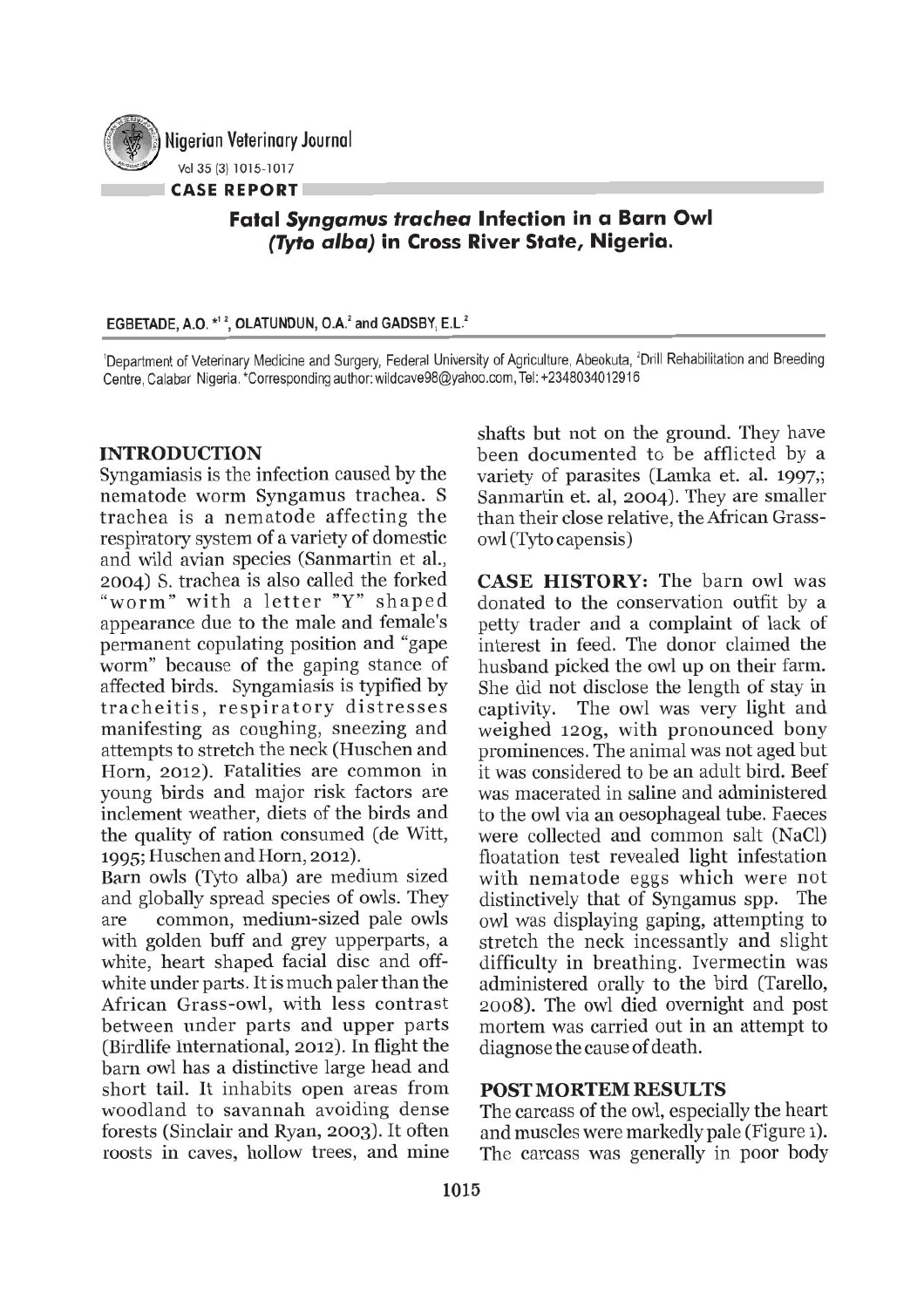Nigerian Veterinary Journal

**CASE REPORT**

# Fatal *Syngamus trachea* Infection in a Barn Owl (*Tyto alba*) in Cross River State, Nigeria.

**EGBETADE, A.O.** [*1,2], **OLATUNDUN, O.A.**[2] **and GADSBY, E.L.**[2]

[1]Department of Veterinary Medicine and Surgery, Federal University of Agriculture, Abeokuta, [2]Drill Rehabilitation and Breeding Centre, Calabar Nigeria. *Corresponding author: wildcave98@yahoo.com, Tel: +2348034012916

## INTRODUCTION

Syngamiasis is the infection caused by the nematode worm Syngamus trachea. S trachea is a nematode affecting the respiratory system of a variety of domestic and wild avian species (Sanmartin et al., 2004) S. trachea is also called the forked "worm" with a letter "Y" shaped appearance due to the male and female's permanent copulating position and "gape worm" because of the gaping stance of affected birds. Syngamiasis is typified by tracheitis, respiratory distresses manifesting as coughing, sneezing and attempts to stretch the neck (Huschen and Horn, 2012). Fatalities are common in young birds and major risk factors are inclement weather, diets of the birds and the quality of ration consumed (de Witt, 1995; Huschen and Horn, 2012).

Barn owls (Tyto alba) are medium sized and globally spread species of owls. They are common, medium-sized pale owls with golden buff and grey upperparts, a white, heart shaped facial disc and off-white under parts. It is much paler than the African Grass-owl, with less contrast between under parts and upper parts (Birdlife International, 2012). In flight the barn owl has a distinctive large head and short tail. It inhabits open areas from woodland to savannah avoiding dense forests (Sinclair and Ryan, 2003). It often roosts in caves, hollow trees, and mine shafts but not on the ground. They have been documented to be afflicted by a variety of parasites (Lamka et. al. 1997,; Sanmartin et. al, 2004). They are smaller than their close relative, the African Grass-owl (Tyto capensis)

**CASE HISTORY:** The barn owl was donated to the conservation outfit by a petty trader and a complaint of lack of interest in feed. The donor claimed the husband picked the owl up on their farm. She did not disclose the length of stay in captivity. The owl was very light and weighed 120g, with pronounced bony prominences. The animal was not aged but it was considered to be an adult bird. Beef was macerated in saline and administered to the owl via an oesophageal tube. Faeces were collected and common salt (NaCl) floatation test revealed light infestation with nematode eggs which were not distinctively that of Syngamus spp. The owl was displaying gaping, attempting to stretch the neck incessantly and slight difficulty in breathing. Ivermectin was administered orally to the bird (Tarello, 2008). The owl died overnight and post mortem was carried out in an attempt to diagnose the cause of death.

## POST MORTEM RESULTS

The carcass of the owl, especially the heart and muscles were markedly pale (Figure 1). The carcass was generally in poor body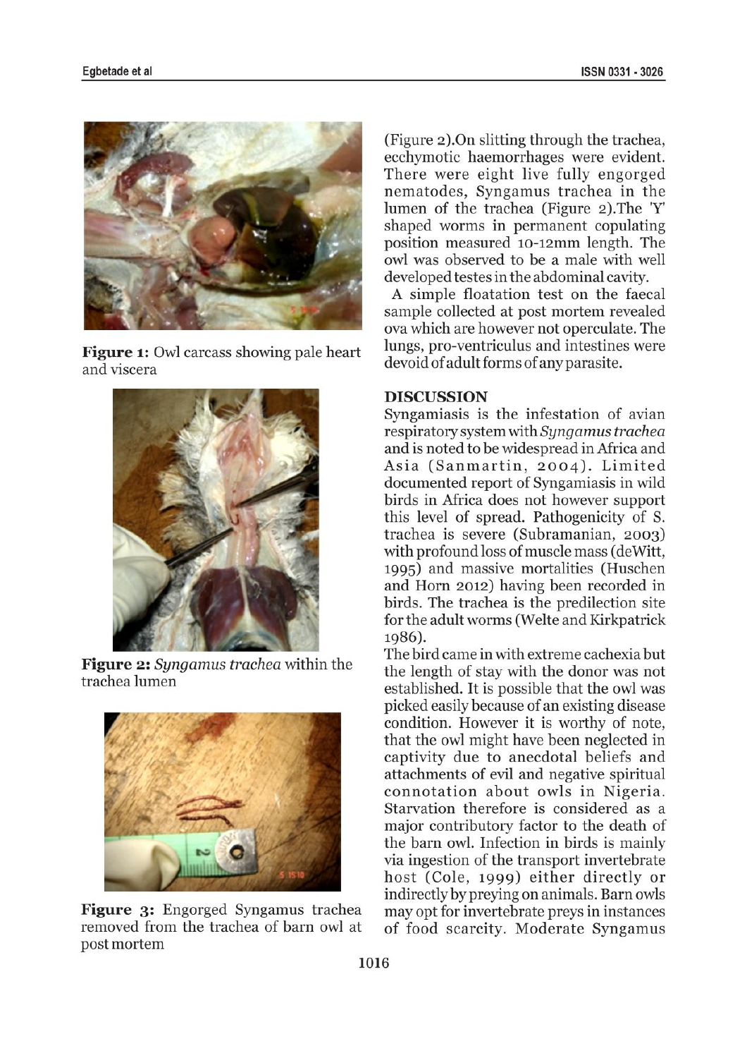Figure 1: Owl carcass showing pale heart and viscera

Figure 2: *Syngamus trachea* within the trachea lumen

Figure 3: Engorged Syngamus trachea removed from the trachea of barn owl at post mortem

(Figure 2).On slitting through the trachea, ecchymotic haemorrhages were evident. There were eight live fully engorged nematodes, Syngamus trachea in the lumen of the trachea (Figure 2).The 'Y' shaped worms in permanent copulating position measured 10-12mm length. The owl was observed to be a male with well developed testes in the abdominal cavity.

A simple floatation test on the faecal sample collected at post mortem revealed ova which are however not operculate. The lungs, pro-ventriculus and intestines were devoid of adult forms of any parasite.

## DISCUSSION

Syngamiasis is the infestation of avian respiratory system with *Syngamus trachea* and is noted to be widespread in Africa and Asia (Sanmartin, 2004). Limited documented report of Syngamiasis in wild birds in Africa does not however support this level of spread. Pathogenicity of S. trachea is severe (Subramanian, 2003) with profound loss of muscle mass (deWitt, 1995) and massive mortalities (Huschen and Horn 2012) having been recorded in birds. The trachea is the predilection site for the adult worms (Welte and Kirkpatrick 1986).

The bird came in with extreme cachexia but the length of stay with the donor was not established. It is possible that the owl was picked easily because of an existing disease condition. However it is worthy of note, that the owl might have been neglected in captivity due to anecdotal beliefs and attachments of evil and negative spiritual connotation about owls in Nigeria. Starvation therefore is considered as a major contributory factor to the death of the barn owl. Infection in birds is mainly via ingestion of the transport invertebrate host (Cole, 1999) either directly or indirectly by preying on animals. Barn owls may opt for invertebrate preys in instances of food scarcity. Moderate Syngamus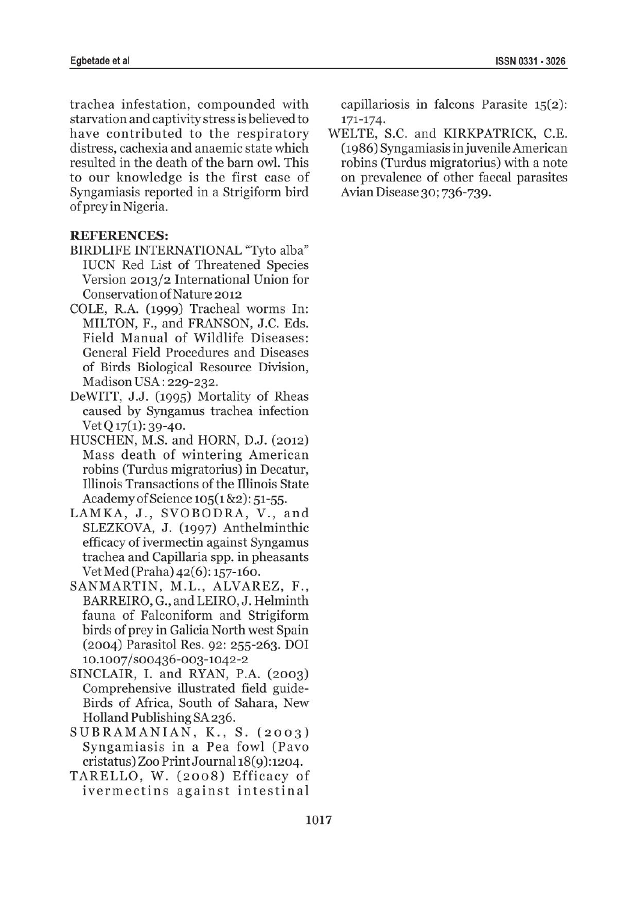trachea infestation, compounded with starvation and captivity stress is believed to have contributed to the respiratory distress, cachexia and anaemic state which resulted in the death of the barn owl. This to our knowledge is the first case of Syngamiasis reported in a Strigiform bird of prey in Nigeria.

**REFERENCES:**

BIRDLIFE INTERNATIONAL "Tyto alba" IUCN Red List of Threatened Species Version 2013/2 International Union for Conservation of Nature 2012

COLE, R.A. (1999) Tracheal worms In: MILTON, F., and FRANSON, J.C. Eds. Field Manual of Wildlife Diseases: General Field Procedures and Diseases of Birds Biological Resource Division, Madison USA: 229-232.

DeWITT, J.J. (1995) Mortality of Rheas caused by Syngamus trachea infection Vet Q 17(1): 39-40.

HUSCHEN, M.S. and HORN, D.J. (2012) Mass death of wintering American robins (Turdus migratorius) in Decatur, Illinois Transactions of the Illinois State Academy of Science 105(1 &2): 51-55.

LAMKA, J., SVOBODRA, V., and SLEZKOVA, J. (1997) Anthelminthic efficacy of ivermectin against Syngamus trachea and Capillaria spp. in pheasants Vet Med (Praha) 42(6): 157-160.

SANMARTIN, M.L., ALVAREZ, F., BARREIRO, G., and LEIRO, J. Helminth fauna of Falconiform and Strigiform birds of prey in Galicia North west Spain (2004) Parasitol Res. 92: 255-263. DOI 10.1007/s00436-003-1042-2

SINCLAIR, I. and RYAN, P.A. (2003) Comprehensive illustrated field guide- Birds of Africa, South of Sahara, New Holland Publishing SA 236.

SUBRAMANIAN, K., S. (2003) Syngamiasis in a Pea fowl (Pavo cristatus) Zoo Print Journal 18(9):1204.

TARELLO, W. (2008) Efficacy of ivermectins against intestinal capillariosis in falcons Parasite 15(2): 171-174.

WELTE, S.C. and KIRKPATRICK, C.E. (1986) Syngamiasis in juvenile American robins (Turdus migratorius) with a note on prevalence of other faecal parasites Avian Disease 30; 736-739.